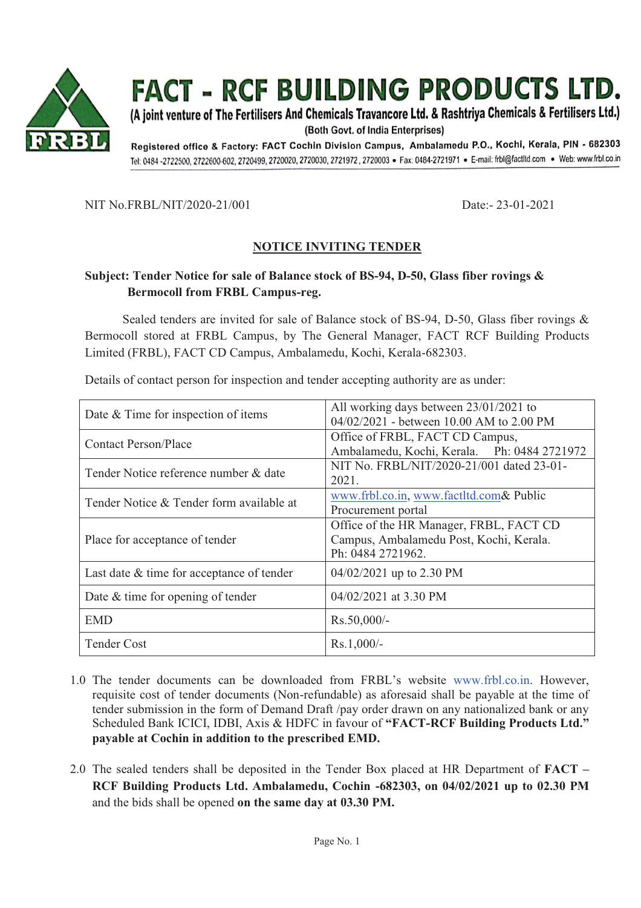# FACT - RCF BUILDING PRODUCTS LTD.

(A joint venture of The Fertilisers And Chemicals Travancore Ltd. & Rashtriya Chemicals & Fertilisers Ltd.)

(Both Govt. of India Enterprises)

Registered office & Factory: FACT Cochin Division Campus, Ambalamedu P.O., Kochi, Kerala, PIN - 682303

Tel: 0484 -2722500, 2722600-602, 2720499, 2720020, 2720030, 2721972, 2720003 • Fax: 0484-2721971 • E-mail: frbl@factltd.com • Web: www.frbl.co.in

NIT No.FRBL/NIT/2020-21/001 Date:- 23-01-2021

## NOTICE INVITING TENDER

**Subject: Tender Notice for sale of Balance stock of BS-94, D-50, Glass fiber rovings & Bermocoll from FRBL Campus-reg.**

Sealed tenders are invited for sale of Balance stock of BS-94, D-50, Glass fiber rovings & Bermocoll stored at FRBL Campus, by The General Manager, FACT RCF Building Products Limited (FRBL), FACT CD Campus, Ambalamedu, Kochi, Kerala-682303.

Details of contact person for inspection and tender accepting authority are as under:

| | |
|---|---|
| Date & Time for inspection of items | All working days between 23/01/2021 to 04/02/2021 - between 10.00 AM to 2.00 PM |
| Contact Person/Place | Office of FRBL, FACT CD Campus, Ambalamedu, Kochi, Kerala. Ph: 0484 2721972 |
| Tender Notice reference number & date | NIT No. FRBL/NIT/2020-21/001 dated 23-01-2021. |
| Tender Notice & Tender form available at | www.frbl.co.in, www.factltd.com& Public Procurement portal |
| Place for acceptance of tender | Office of the HR Manager, FRBL, FACT CD Campus, Ambalamedu Post, Kochi, Kerala. Ph: 0484 2721962. |
| Last date & time for acceptance of tender | 04/02/2021 up to 2.30 PM |
| Date & time for opening of tender | 04/02/2021 at 3.30 PM |
| EMD | Rs.50,000/- |
| Tender Cost | Rs.1,000/- |

1.0 The tender documents can be downloaded from FRBL's website www.frbl.co.in. However, requisite cost of tender documents (Non-refundable) as aforesaid shall be payable at the time of tender submission in the form of Demand Draft /pay order drawn on any nationalized bank or any Scheduled Bank ICICI, IDBI, Axis & HDFC in favour of **"FACT-RCF Building Products Ltd." payable at Cochin in addition to the prescribed EMD.**

2.0 The sealed tenders shall be deposited in the Tender Box placed at HR Department of **FACT – RCF Building Products Ltd. Ambalamedu, Cochin -682303, on 04/02/2021 up to 02.30 PM** and the bids shall be opened **on the same day at 03.30 PM.**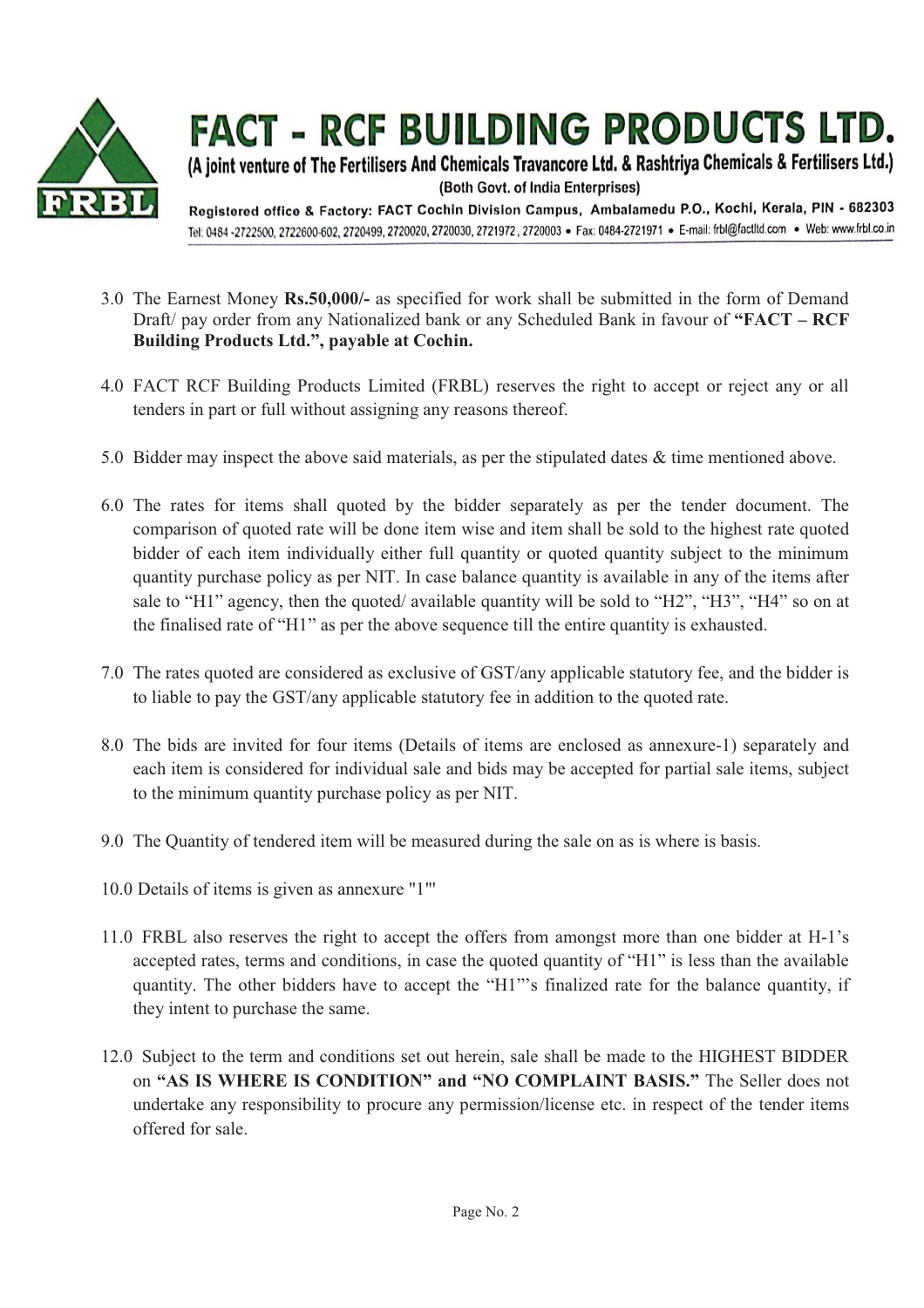3.0 The Earnest Money **Rs.50,000/-** as specified for work shall be submitted in the form of Demand Draft/ pay order from any Nationalized bank or any Scheduled Bank in favour of **"FACT – RCF Building Products Ltd.", payable at Cochin.**

4.0 FACT RCF Building Products Limited (FRBL) reserves the right to accept or reject any or all tenders in part or full without assigning any reasons thereof.

5.0 Bidder may inspect the above said materials, as per the stipulated dates & time mentioned above.

6.0 The rates for items shall quoted by the bidder separately as per the tender document. The comparison of quoted rate will be done item wise and item shall be sold to the highest rate quoted bidder of each item individually either full quantity or quoted quantity subject to the minimum quantity purchase policy as per NIT. In case balance quantity is available in any of the items after sale to "H1" agency, then the quoted/ available quantity will be sold to "H2", "H3", "H4" so on at the finalised rate of "H1" as per the above sequence till the entire quantity is exhausted.

7.0 The rates quoted are considered as exclusive of GST/any applicable statutory fee, and the bidder is to liable to pay the GST/any applicable statutory fee in addition to the quoted rate.

8.0 The bids are invited for four items (Details of items are enclosed as annexure-1) separately and each item is considered for individual sale and bids may be accepted for partial sale items, subject to the minimum quantity purchase policy as per NIT.

9.0 The Quantity of tendered item will be measured during the sale on as is where is basis.

10.0 Details of items is given as annexure "1"'

11.0 FRBL also reserves the right to accept the offers from amongst more than one bidder at H-1's accepted rates, terms and conditions, in case the quoted quantity of "H1" is less than the available quantity. The other bidders have to accept the "H1"'s finalized rate for the balance quantity, if they intent to purchase the same.

12.0 Subject to the term and conditions set out herein, sale shall be made to the HIGHEST BIDDER on **"AS IS WHERE IS CONDITION" and "NO COMPLAINT BASIS."** The Seller does not undertake any responsibility to procure any permission/license etc. in respect of the tender items offered for sale.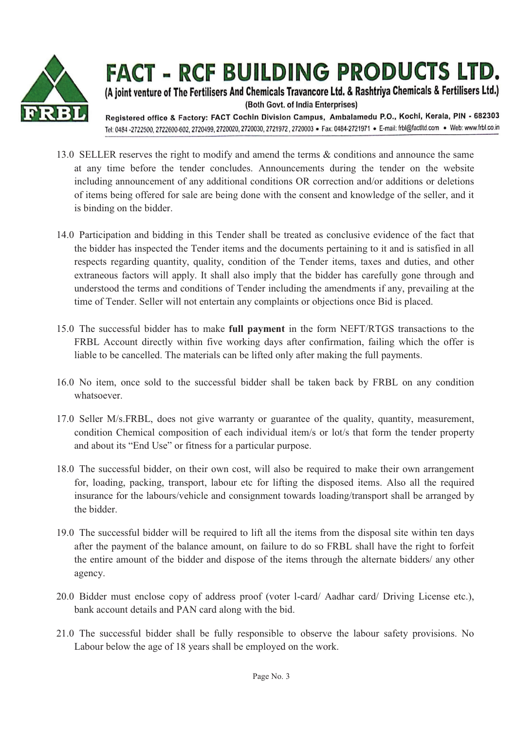13.0 SELLER reserves the right to modify and amend the terms & conditions and announce the same at any time before the tender concludes. Announcements during the tender on the website including announcement of any additional conditions OR correction and/or additions or deletions of items being offered for sale are being done with the consent and knowledge of the seller, and it is binding on the bidder.

14.0 Participation and bidding in this Tender shall be treated as conclusive evidence of the fact that the bidder has inspected the Tender items and the documents pertaining to it and is satisfied in all respects regarding quantity, quality, condition of the Tender items, taxes and duties, and other extraneous factors will apply. It shall also imply that the bidder has carefully gone through and understood the terms and conditions of Tender including the amendments if any, prevailing at the time of Tender. Seller will not entertain any complaints or objections once Bid is placed.

15.0 The successful bidder has to make **full payment** in the form NEFT/RTGS transactions to the FRBL Account directly within five working days after confirmation, failing which the offer is liable to be cancelled. The materials can be lifted only after making the full payments.

16.0 No item, once sold to the successful bidder shall be taken back by FRBL on any condition whatsoever.

17.0 Seller M/s.FRBL, does not give warranty or guarantee of the quality, quantity, measurement, condition Chemical composition of each individual item/s or lot/s that form the tender property and about its "End Use" or fitness for a particular purpose.

18.0 The successful bidder, on their own cost, will also be required to make their own arrangement for, loading, packing, transport, labour etc for lifting the disposed items. Also all the required insurance for the labours/vehicle and consignment towards loading/transport shall be arranged by the bidder.

19.0 The successful bidder will be required to lift all the items from the disposal site within ten days after the payment of the balance amount, on failure to do so FRBL shall have the right to forfeit the entire amount of the bidder and dispose of the items through the alternate bidders/ any other agency.

20.0 Bidder must enclose copy of address proof (voter l-card/ Aadhar card/ Driving License etc.), bank account details and PAN card along with the bid.

21.0 The successful bidder shall be fully responsible to observe the labour safety provisions. No Labour below the age of 18 years shall be employed on the work.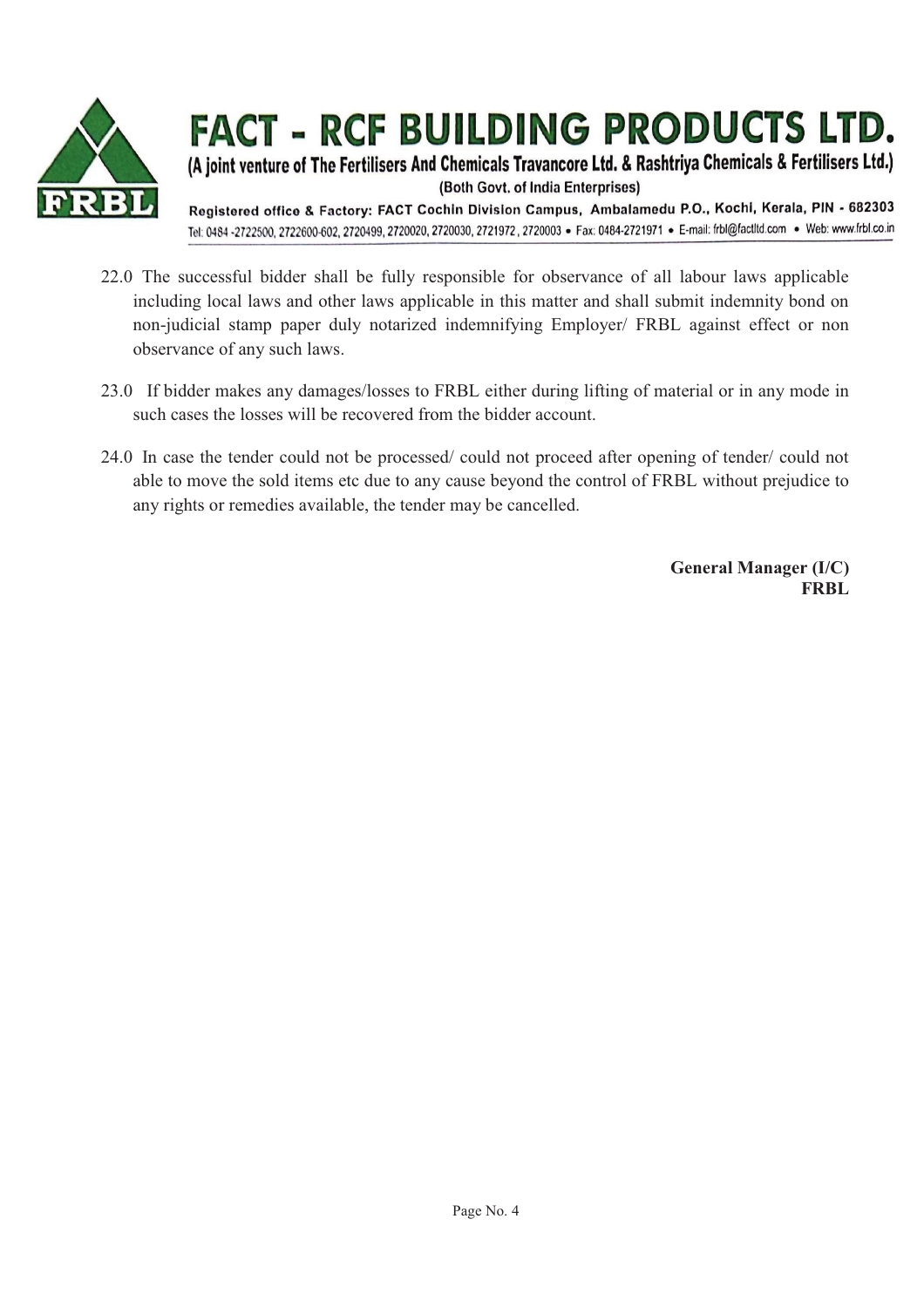22.0 The successful bidder shall be fully responsible for observance of all labour laws applicable including local laws and other laws applicable in this matter and shall submit indemnity bond on non-judicial stamp paper duly notarized indemnifying Employer/ FRBL against effect or non observance of any such laws.

23.0 If bidder makes any damages/losses to FRBL either during lifting of material or in any mode in such cases the losses will be recovered from the bidder account.

24.0 In case the tender could not be processed/ could not proceed after opening of tender/ could not able to move the sold items etc due to any cause beyond the control of FRBL without prejudice to any rights or remedies available, the tender may be cancelled.

**General Manager (I/C)**
**FRBL**